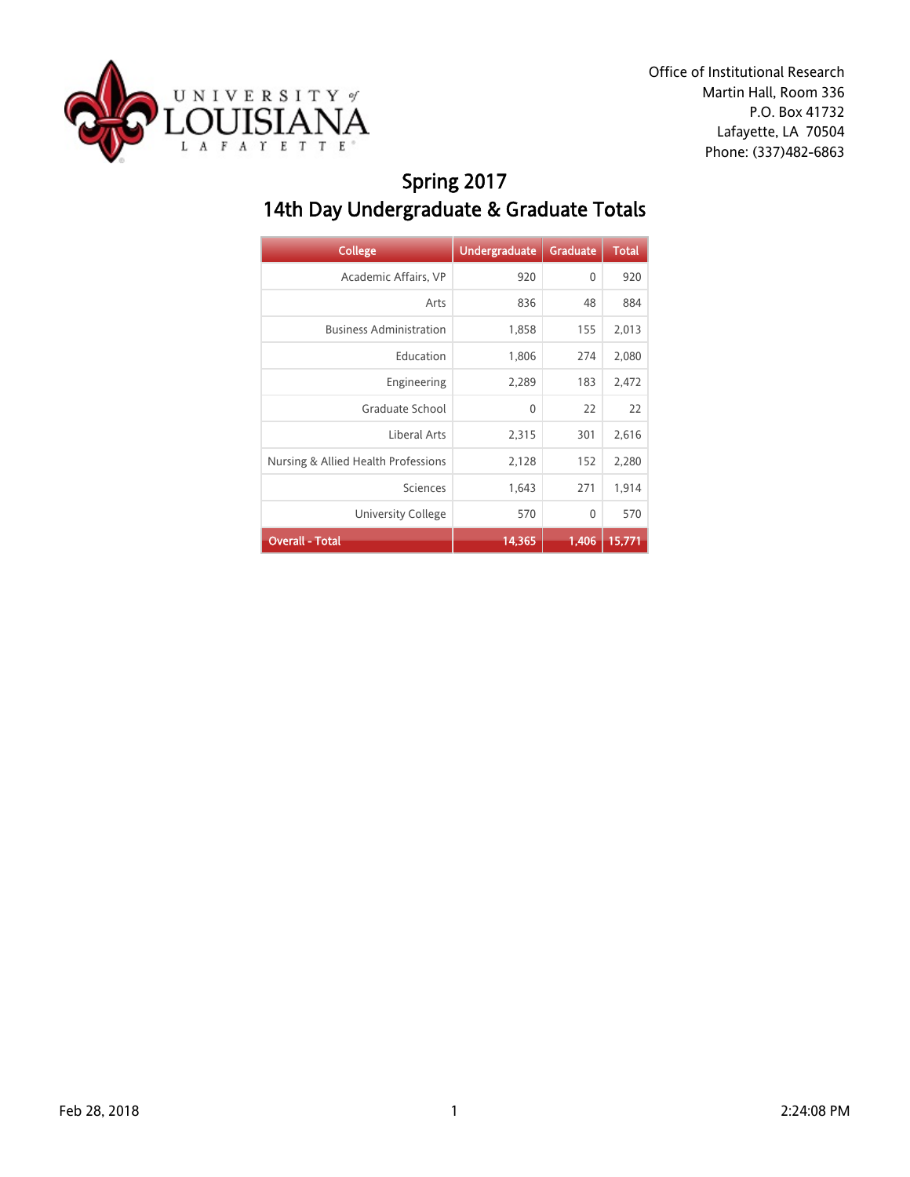UNIVERSITY of LOUISIANA LAFAYETTE

Office of Institutional Research
Martin Hall, Room 336
P.O. Box 41732
Lafayette, LA 70504
Phone: (337)482-6863

# Spring 2017
## 14th Day Undergraduate & Graduate Totals

| College | Undergraduate | Graduate | Total |
|---|---|---|---|
| Academic Affairs, VP | 920 | 0 | 920 |
| Arts | 836 | 48 | 884 |
| Business Administration | 1,858 | 155 | 2,013 |
| Education | 1,806 | 274 | 2,080 |
| Engineering | 2,289 | 183 | 2,472 |
| Graduate School | 0 | 22 | 22 |
| Liberal Arts | 2,315 | 301 | 2,616 |
| Nursing & Allied Health Professions | 2,128 | 152 | 2,280 |
| Sciences | 1,643 | 271 | 1,914 |
| University College | 570 | 0 | 570 |
| **Overall - Total** | **14,365** | **1,406** | **15,771** |

Feb 28, 2018 2:24:08 PM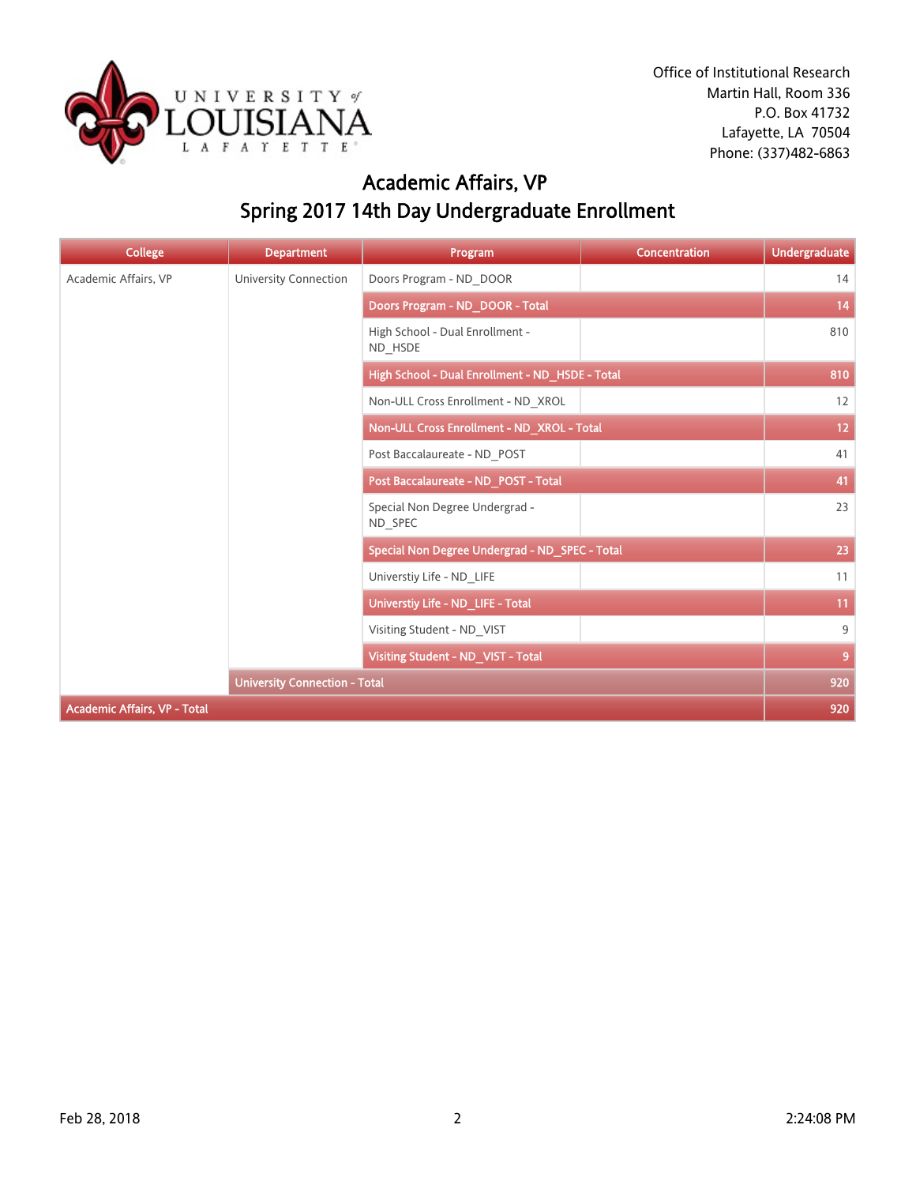Office of Institutional Research
Martin Hall, Room 336
P.O. Box 41732
Lafayette, LA 70504
Phone: (337)482-6863

# Academic Affairs, VP
## Spring 2017 14th Day Undergraduate Enrollment

| College | Department | Program | Concentration | Undergraduate |
|---|---|---|---|---|
| Academic Affairs, VP | University Connection | Doors Program - ND_DOOR | | 14 |
| | | **Doors Program - ND_DOOR - Total** | | **14** |
| | | High School - Dual Enrollment - ND_HSDE | | 810 |
| | | **High School - Dual Enrollment - ND_HSDE - Total** | | **810** |
| | | Non-ULL Cross Enrollment - ND_XROL | | 12 |
| | | **Non-ULL Cross Enrollment - ND_XROL - Total** | | **12** |
| | | Post Baccalaureate - ND_POST | | 41 |
| | | **Post Baccalaureate - ND_POST - Total** | | **41** |
| | | Special Non Degree Undergrad - ND_SPEC | | 23 |
| | | **Special Non Degree Undergrad - ND_SPEC - Total** | | **23** |
| | | Universtiy Life - ND_LIFE | | 11 |
| | | **Universtiy Life - ND_LIFE - Total** | | **11** |
| | | Visiting Student - ND_VIST | | 9 |
| | | **Visiting Student - ND_VIST - Total** | | **9** |
| | **University Connection - Total** | | | **920** |
| **Academic Affairs, VP - Total** | | | | **920** |

Feb 28, 2018 2:24:08 PM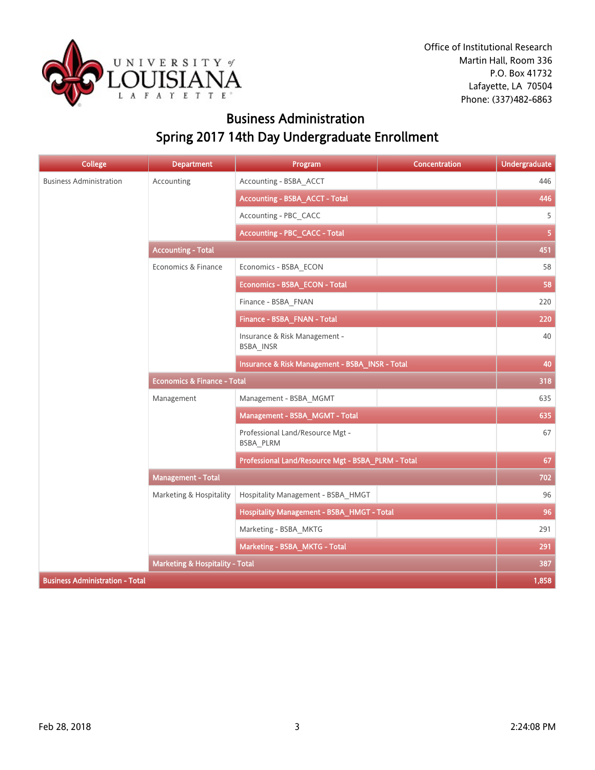Office of Institutional Research
Martin Hall, Room 336
P.O. Box 41732
Lafayette, LA 70504
Phone: (337)482-6863

# Business Administration
## Spring 2017 14th Day Undergraduate Enrollment

| College | Department | Program | Concentration | Undergraduate |
|---|---|---|---|---|
| Business Administration | Accounting | Accounting - BSBA_ACCT | | 446 |
| | | **Accounting - BSBA_ACCT - Total** | | **446** |
| | | Accounting - PBC_CACC | | 5 |
| | | **Accounting - PBC_CACC - Total** | | **5** |
| | **Accounting - Total** | | | **451** |
| | Economics & Finance | Economics - BSBA_ECON | | 58 |
| | | **Economics - BSBA_ECON - Total** | | **58** |
| | | Finance - BSBA_FNAN | | 220 |
| | | **Finance - BSBA_FNAN - Total** | | **220** |
| | | Insurance & Risk Management - BSBA_INSR | | 40 |
| | | **Insurance & Risk Management - BSBA_INSR - Total** | | **40** |
| | **Economics & Finance - Total** | | | **318** |
| | Management | Management - BSBA_MGMT | | 635 |
| | | **Management - BSBA_MGMT - Total** | | **635** |
| | | Professional Land/Resource Mgt - BSBA_PLRM | | 67 |
| | | **Professional Land/Resource Mgt - BSBA_PLRM - Total** | | **67** |
| | **Management - Total** | | | **702** |
| | Marketing & Hospitality | Hospitality Management - BSBA_HMGT | | 96 |
| | | **Hospitality Management - BSBA_HMGT - Total** | | **96** |
| | | Marketing - BSBA_MKTG | | 291 |
| | | **Marketing - BSBA_MKTG - Total** | | **291** |
| | **Marketing & Hospitality - Total** | | | **387** |
| **Business Administration - Total** | | | | **1,858** |

Feb 28, 2018 2:24:08 PM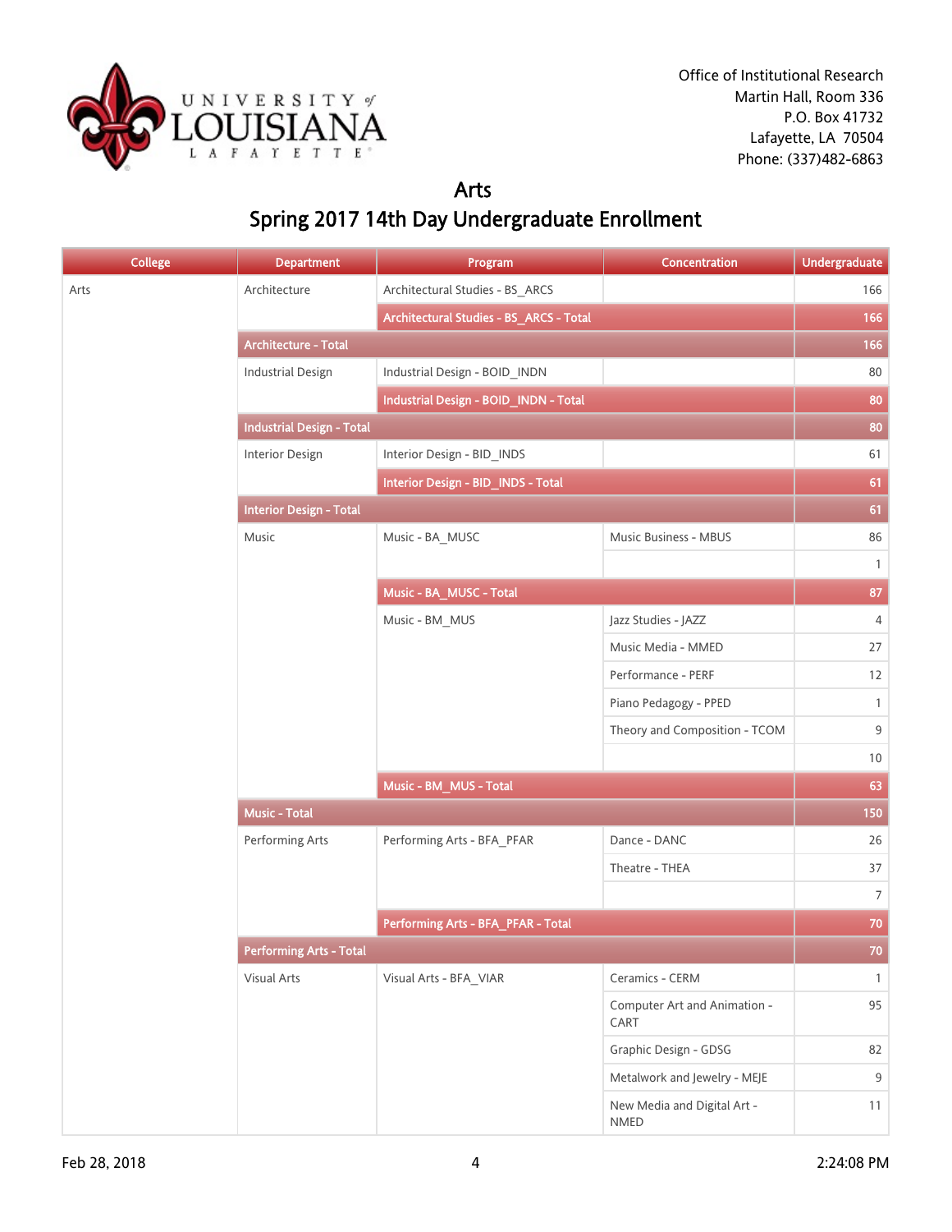Office of Institutional Research
Martin Hall, Room 336
P.O. Box 41732
Lafayette, LA 70504
Phone: (337)482-6863

# Arts

## Spring 2017 14th Day Undergraduate Enrollment

| College | Department | Program | Concentration | Undergraduate |
|---|---|---|---|---|
| Arts | Architecture | Architectural Studies - BS_ARCS | | 166 |
| | | **Architectural Studies - BS_ARCS - Total** | | **166** |
| | **Architecture - Total** | | | **166** |
| | Industrial Design | Industrial Design - BOID_INDN | | 80 |
| | | **Industrial Design - BOID_INDN - Total** | | **80** |
| | **Industrial Design - Total** | | | **80** |
| | Interior Design | Interior Design - BID_INDS | | 61 |
| | | **Interior Design - BID_INDS - Total** | | **61** |
| | **Interior Design - Total** | | | **61** |
| | Music | Music - BA_MUSC | Music Business - MBUS | 86 |
| | | | | 1 |
| | | **Music - BA_MUSC - Total** | | **87** |
| | | Music - BM_MUS | Jazz Studies - JAZZ | 4 |
| | | | Music Media - MMED | 27 |
| | | | Performance - PERF | 12 |
| | | | Piano Pedagogy - PPED | 1 |
| | | | Theory and Composition - TCOM | 9 |
| | | | | 10 |
| | | **Music - BM_MUS - Total** | | **63** |
| | **Music - Total** | | | **150** |
| | Performing Arts | Performing Arts - BFA_PFAR | Dance - DANC | 26 |
| | | | Theatre - THEA | 37 |
| | | | | 7 |
| | | **Performing Arts - BFA_PFAR - Total** | | **70** |
| | **Performing Arts - Total** | | | **70** |
| | Visual Arts | Visual Arts - BFA_VIAR | Ceramics - CERM | 1 |
| | | | Computer Art and Animation - CART | 95 |
| | | | Graphic Design - GDSG | 82 |
| | | | Metalwork and Jewelry - MEJE | 9 |
| | | | New Media and Digital Art - NMED | 11 |

Feb 28, 2018 2:24:08 PM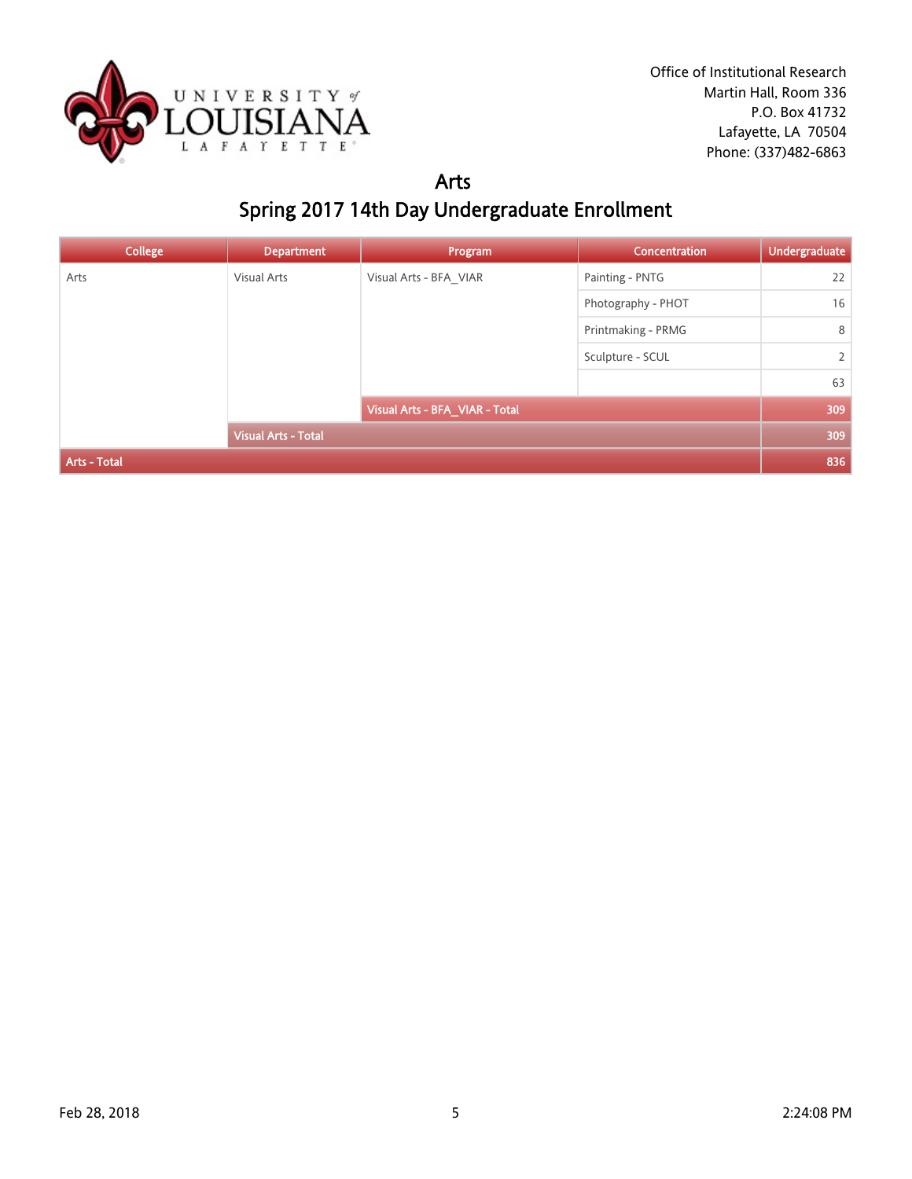Office of Institutional Research
Martin Hall, Room 336
P.O. Box 41732
Lafayette, LA 70504
Phone: (337)482-6863

# Arts

## Spring 2017 14th Day Undergraduate Enrollment

| College | Department | Program | Concentration | Undergraduate |
|---|---|---|---|---|
| Arts | Visual Arts | Visual Arts - BFA_VIAR | Painting - PNTG | 22 |
| | | | Photography - PHOT | 16 |
| | | | Printmaking - PRMG | 8 |
| | | | Sculpture - SCUL | 2 |
| | | | | 63 |
| | | Visual Arts - BFA_VIAR - Total | | 309 |
| | Visual Arts - Total | | | 309 |
| Arts - Total | | | | 836 |

Feb 28, 2018 | 2:24:08 PM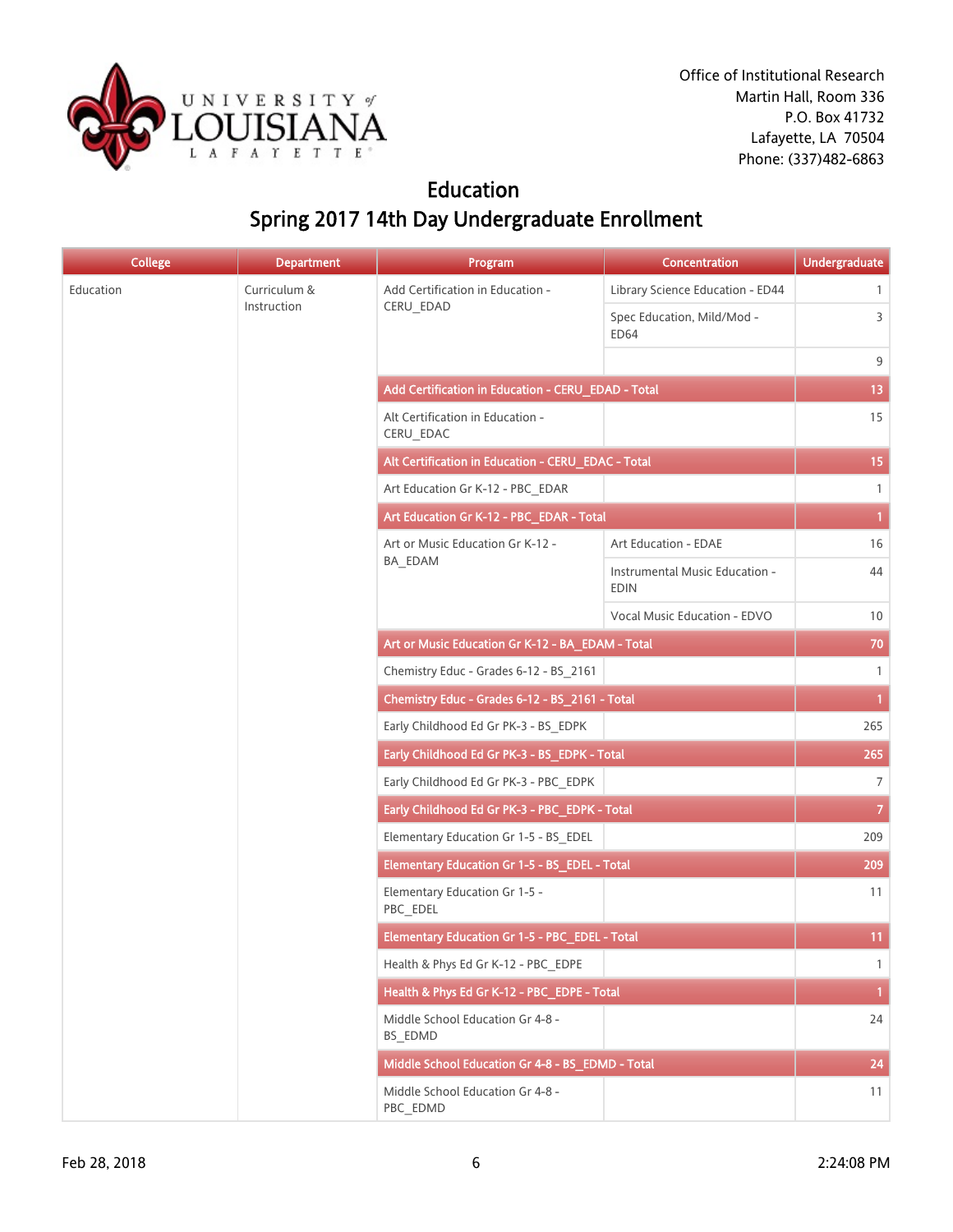Office of Institutional Research
Martin Hall, Room 336
P.O. Box 41732
Lafayette, LA 70504
Phone: (337)482-6863

# Education
## Spring 2017 14th Day Undergraduate Enrollment

| College | Department | Program | Concentration | Undergraduate |
|---|---|---|---|---|
| Education | Curriculum & Instruction | Add Certification in Education - CERU_EDAD | Library Science Education - ED44 | 1 |
| | | | Spec Education, Mild/Mod - ED64 | 3 |
| | | | | 9 |
| | | Add Certification in Education - CERU_EDAD - Total | | 13 |
| | | Alt Certification in Education - CERU_EDAC | | 15 |
| | | Alt Certification in Education - CERU_EDAC - Total | | 15 |
| | | Art Education Gr K-12 - PBC_EDAR | | 1 |
| | | Art Education Gr K-12 - PBC_EDAR - Total | | 1 |
| | | Art or Music Education Gr K-12 - BA_EDAM | Art Education - EDAE | 16 |
| | | | Instrumental Music Education - EDIN | 44 |
| | | | Vocal Music Education - EDVO | 10 |
| | | Art or Music Education Gr K-12 - BA_EDAM - Total | | 70 |
| | | Chemistry Educ - Grades 6-12 - BS_2161 | | 1 |
| | | Chemistry Educ - Grades 6-12 - BS_2161 - Total | | 1 |
| | | Early Childhood Ed Gr PK-3 - BS_EDPK | | 265 |
| | | Early Childhood Ed Gr PK-3 - BS_EDPK - Total | | 265 |
| | | Early Childhood Ed Gr PK-3 - PBC_EDPK | | 7 |
| | | Early Childhood Ed Gr PK-3 - PBC_EDPK - Total | | 7 |
| | | Elementary Education Gr 1-5 - BS_EDEL | | 209 |
| | | Elementary Education Gr 1-5 - BS_EDEL - Total | | 209 |
| | | Elementary Education Gr 1-5 - PBC_EDEL | | 11 |
| | | Elementary Education Gr 1-5 - PBC_EDEL - Total | | 11 |
| | | Health & Phys Ed Gr K-12 - PBC_EDPE | | 1 |
| | | Health & Phys Ed Gr K-12 - PBC_EDPE - Total | | 1 |
| | | Middle School Education Gr 4-8 - BS_EDMD | | 24 |
| | | Middle School Education Gr 4-8 - BS_EDMD - Total | | 24 |
| | | Middle School Education Gr 4-8 - PBC_EDMD | | 11 |

Feb 28, 2018 2:24:08 PM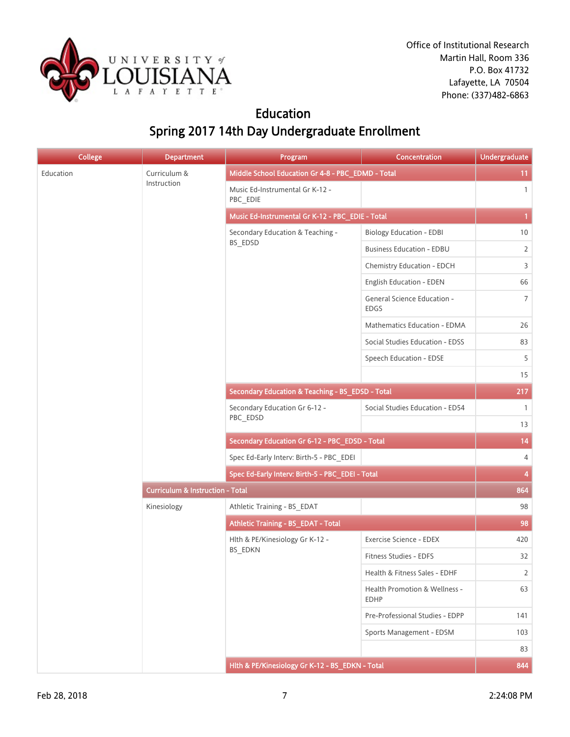Office of Institutional Research
Martin Hall, Room 336
P.O. Box 41732
Lafayette, LA 70504
Phone: (337)482-6863

# Education

## Spring 2017 14th Day Undergraduate Enrollment

| College | Department | Program | Concentration | Undergraduate |
|---|---|---|---|---|
| Education | Curriculum & Instruction | Middle School Education Gr 4-8 - PBC_EDMD - Total | | 11 |
| | | Music Ed-Instrumental Gr K-12 - PBC_EDIE | | 1 |
| | | Music Ed-Instrumental Gr K-12 - PBC_EDIE - Total | | 1 |
| | | Secondary Education & Teaching - BS_EDSD | Biology Education - EDBI | 10 |
| | | | Business Education - EDBU | 2 |
| | | | Chemistry Education - EDCH | 3 |
| | | | English Education - EDEN | 66 |
| | | | General Science Education - EDGS | 7 |
| | | | Mathematics Education - EDMA | 26 |
| | | | Social Studies Education - EDSS | 83 |
| | | | Speech Education - EDSE | 5 |
| | | | | 15 |
| | | Secondary Education & Teaching - BS_EDSD - Total | | 217 |
| | | Secondary Education Gr 6-12 - PBC_EDSD | Social Studies Education - ED54 | 1 |
| | | | | 13 |
| | | Secondary Education Gr 6-12 - PBC_EDSD - Total | | 14 |
| | | Spec Ed-Early Interv: Birth-5 - PBC_EDEI | | 4 |
| | | Spec Ed-Early Interv: Birth-5 - PBC_EDEI - Total | | 4 |
| | Curriculum & Instruction - Total | | | 864 |
| | Kinesiology | Athletic Training - BS_EDAT | | 98 |
| | | Athletic Training - BS_EDAT - Total | | 98 |
| | | Hlth & PE/Kinesiology Gr K-12 - BS_EDKN | Exercise Science - EDEX | 420 |
| | | | Fitness Studies - EDFS | 32 |
| | | | Health & Fitness Sales - EDHF | 2 |
| | | | Health Promotion & Wellness - EDHP | 63 |
| | | | Pre-Professional Studies - EDPP | 141 |
| | | | Sports Management - EDSM | 103 |
| | | | | 83 |
| | | Hlth & PE/Kinesiology Gr K-12 - BS_EDKN - Total | | 844 |

Feb 28, 2018 2:24:08 PM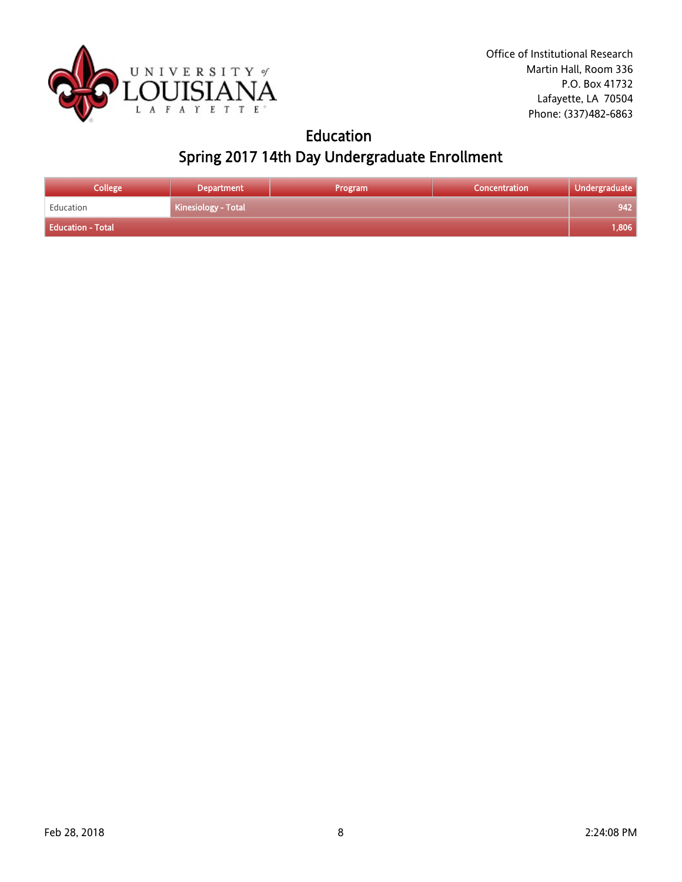Office of Institutional Research
Martin Hall, Room 336
P.O. Box 41732
Lafayette, LA 70504
Phone: (337)482-6863

# Education
## Spring 2017 14th Day Undergraduate Enrollment

| College | Department | Program | Concentration | Undergraduate |
|---|---|---|---|---|
| Education | Kinesiology - Total | | | 942 |
| Education - Total | | | | 1,806 |

Feb 28, 2018 2:24:08 PM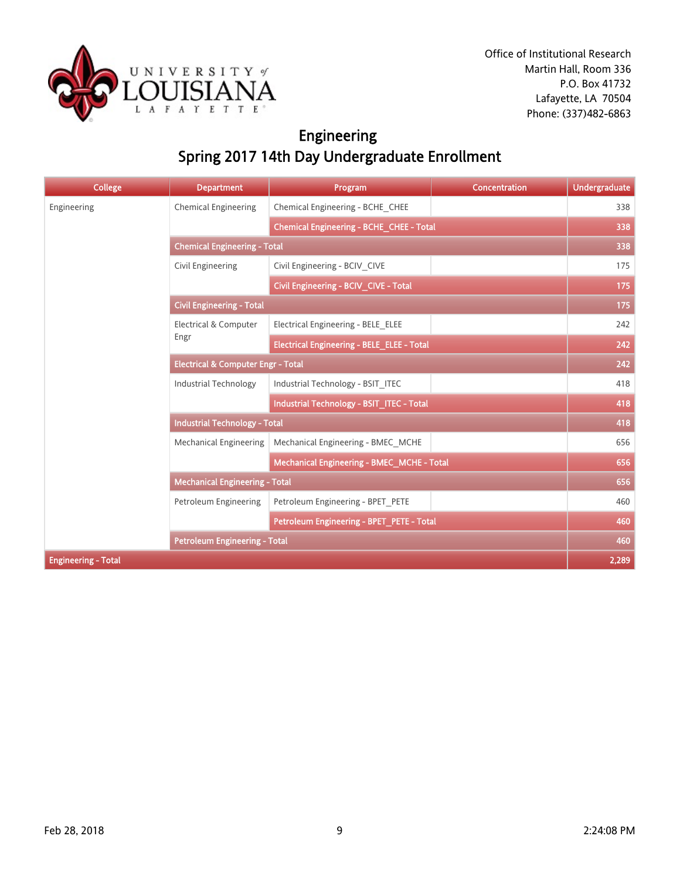Office of Institutional Research
Martin Hall, Room 336
P.O. Box 41732
Lafayette, LA 70504
Phone: (337)482-6863

# Engineering
## Spring 2017 14th Day Undergraduate Enrollment

| College | Department | Program | Concentration | Undergraduate |
|---|---|---|---|---|
| Engineering | Chemical Engineering | Chemical Engineering - BCHE_CHEE | | 338 |
| | | **Chemical Engineering - BCHE_CHEE - Total** | | **338** |
| | **Chemical Engineering - Total** | | | **338** |
| | Civil Engineering | Civil Engineering - BCIV_CIVE | | 175 |
| | | **Civil Engineering - BCIV_CIVE - Total** | | **175** |
| | **Civil Engineering - Total** | | | **175** |
| | Electrical & Computer Engr | Electrical Engineering - BELE_ELEE | | 242 |
| | | **Electrical Engineering - BELE_ELEE - Total** | | **242** |
| | **Electrical & Computer Engr - Total** | | | **242** |
| | Industrial Technology | Industrial Technology - BSIT_ITEC | | 418 |
| | | **Industrial Technology - BSIT_ITEC - Total** | | **418** |
| | **Industrial Technology - Total** | | | **418** |
| | Mechanical Engineering | Mechanical Engineering - BMEC_MCHE | | 656 |
| | | **Mechanical Engineering - BMEC_MCHE - Total** | | **656** |
| | **Mechanical Engineering - Total** | | | **656** |
| | Petroleum Engineering | Petroleum Engineering - BPET_PETE | | 460 |
| | | **Petroleum Engineering - BPET_PETE - Total** | | **460** |
| | **Petroleum Engineering - Total** | | | **460** |
| **Engineering - Total** | | | | **2,289** |

Feb 28, 2018 2:24:08 PM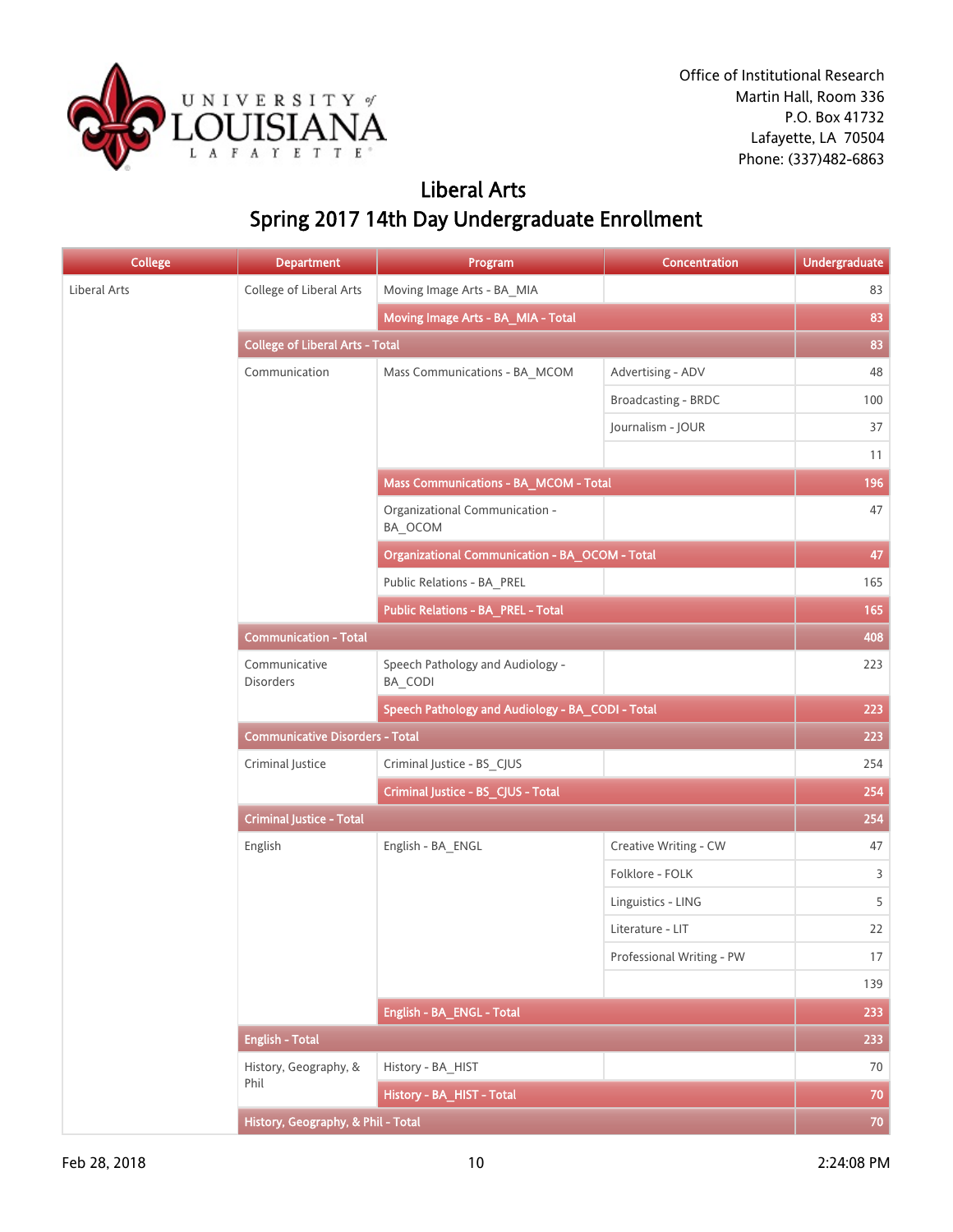Office of Institutional Research
Martin Hall, Room 336
P.O. Box 41732
Lafayette, LA 70504
Phone: (337)482-6863

# Liberal Arts
## Spring 2017 14th Day Undergraduate Enrollment

| College | Department | Program | Concentration | Undergraduate |
|---|---|---|---|---|
| Liberal Arts | College of Liberal Arts | Moving Image Arts - BA_MIA | | 83 |
| | | **Moving Image Arts - BA_MIA - Total** | | **83** |
| | **College of Liberal Arts - Total** | | | **83** |
| | Communication | Mass Communications - BA_MCOM | Advertising - ADV | 48 |
| | | | Broadcasting - BRDC | 100 |
| | | | Journalism - JOUR | 37 |
| | | | | 11 |
| | | **Mass Communications - BA_MCOM - Total** | | **196** |
| | | Organizational Communication - BA_OCOM | | 47 |
| | | **Organizational Communication - BA_OCOM - Total** | | **47** |
| | | Public Relations - BA_PREL | | 165 |
| | | **Public Relations - BA_PREL - Total** | | **165** |
| | **Communication - Total** | | | **408** |
| | Communicative Disorders | Speech Pathology and Audiology - BA_CODI | | 223 |
| | | **Speech Pathology and Audiology - BA_CODI - Total** | | **223** |
| | **Communicative Disorders - Total** | | | **223** |
| | Criminal Justice | Criminal Justice - BS_CJUS | | 254 |
| | | **Criminal Justice - BS_CJUS - Total** | | **254** |
| | **Criminal Justice - Total** | | | **254** |
| | English | English - BA_ENGL | Creative Writing - CW | 47 |
| | | | Folklore - FOLK | 3 |
| | | | Linguistics - LING | 5 |
| | | | Literature - LIT | 22 |
| | | | Professional Writing - PW | 17 |
| | | | | 139 |
| | | **English - BA_ENGL - Total** | | **233** |
| | **English - Total** | | | **233** |
| | History, Geography, & Phil | History - BA_HIST | | 70 |
| | | **History - BA_HIST - Total** | | **70** |
| | **History, Geography, & Phil - Total** | | | **70** |

Feb 28, 2018 2:24:08 PM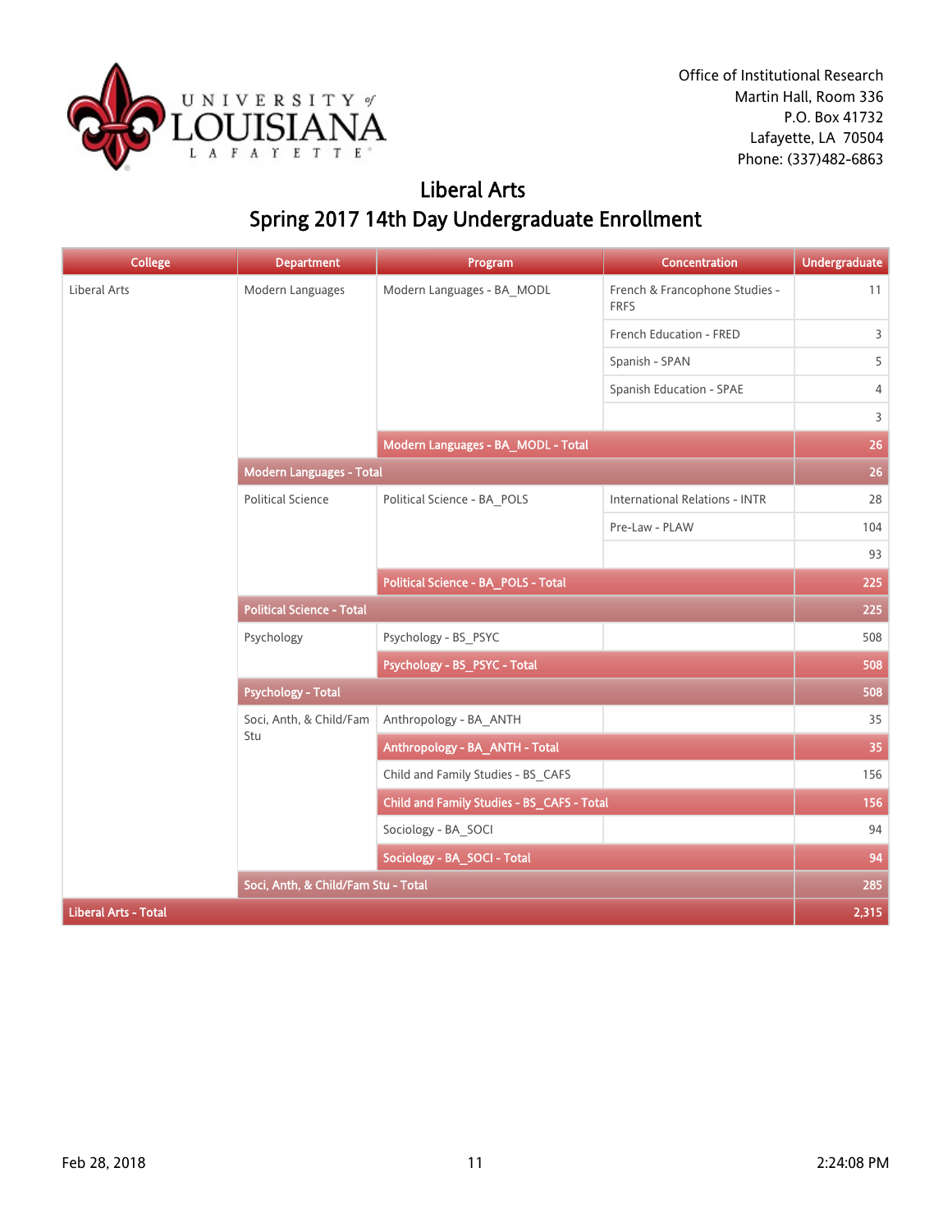Office of Institutional Research
Martin Hall, Room 336
P.O. Box 41732
Lafayette, LA 70504
Phone: (337)482-6863

# Liberal Arts
## Spring 2017 14th Day Undergraduate Enrollment

| College | Department | Program | Concentration | Undergraduate |
|---|---|---|---|---|
| Liberal Arts | Modern Languages | Modern Languages - BA_MODL | French & Francophone Studies - FRFS | 11 |
| | | | French Education - FRED | 3 |
| | | | Spanish - SPAN | 5 |
| | | | Spanish Education - SPAE | 4 |
| | | | | 3 |
| | | **Modern Languages - BA_MODL - Total** | | **26** |
| | **Modern Languages - Total** | | | **26** |
| | Political Science | Political Science - BA_POLS | International Relations - INTR | 28 |
| | | | Pre-Law - PLAW | 104 |
| | | | | 93 |
| | | **Political Science - BA_POLS - Total** | | **225** |
| | **Political Science - Total** | | | **225** |
| | Psychology | Psychology - BS_PSYC | | 508 |
| | | **Psychology - BS_PSYC - Total** | | **508** |
| | **Psychology - Total** | | | **508** |
| | Soci, Anth, & Child/Fam Stu | Anthropology - BA_ANTH | | 35 |
| | | **Anthropology - BA_ANTH - Total** | | **35** |
| | | Child and Family Studies - BS_CAFS | | 156 |
| | | **Child and Family Studies - BS_CAFS - Total** | | **156** |
| | | Sociology - BA_SOCI | | 94 |
| | | **Sociology - BA_SOCI - Total** | | **94** |
| | **Soci, Anth, & Child/Fam Stu - Total** | | | **285** |
| **Liberal Arts - Total** | | | | **2,315** |

Feb 28, 2018 2:24:08 PM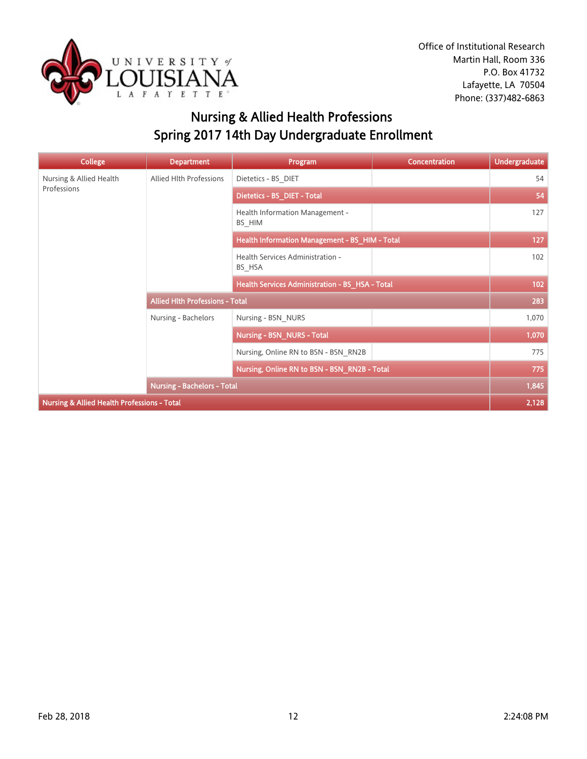Office of Institutional Research
Martin Hall, Room 336
P.O. Box 41732
Lafayette, LA 70504
Phone: (337)482-6863

# Nursing & Allied Health Professions
## Spring 2017 14th Day Undergraduate Enrollment

| College | Department | Program | Concentration | Undergraduate |
|---|---|---|---|---|
| Nursing & Allied Health Professions | Allied Hlth Professions | Dietetics - BS_DIET | | 54 |
| | | **Dietetics - BS_DIET - Total** | | **54** |
| | | Health Information Management - BS_HIM | | 127 |
| | | **Health Information Management - BS_HIM - Total** | | **127** |
| | | Health Services Administration - BS_HSA | | 102 |
| | | **Health Services Administration - BS_HSA - Total** | | **102** |
| | **Allied Hlth Professions - Total** | | | **283** |
| | Nursing - Bachelors | Nursing - BSN_NURS | | 1,070 |
| | | **Nursing - BSN_NURS - Total** | | **1,070** |
| | | Nursing, Online RN to BSN - BSN_RN2B | | 775 |
| | | **Nursing, Online RN to BSN - BSN_RN2B - Total** | | **775** |
| | **Nursing - Bachelors - Total** | | | **1,845** |
| **Nursing & Allied Health Professions - Total** | | | | **2,128** |

Feb 28, 2018 2:24:08 PM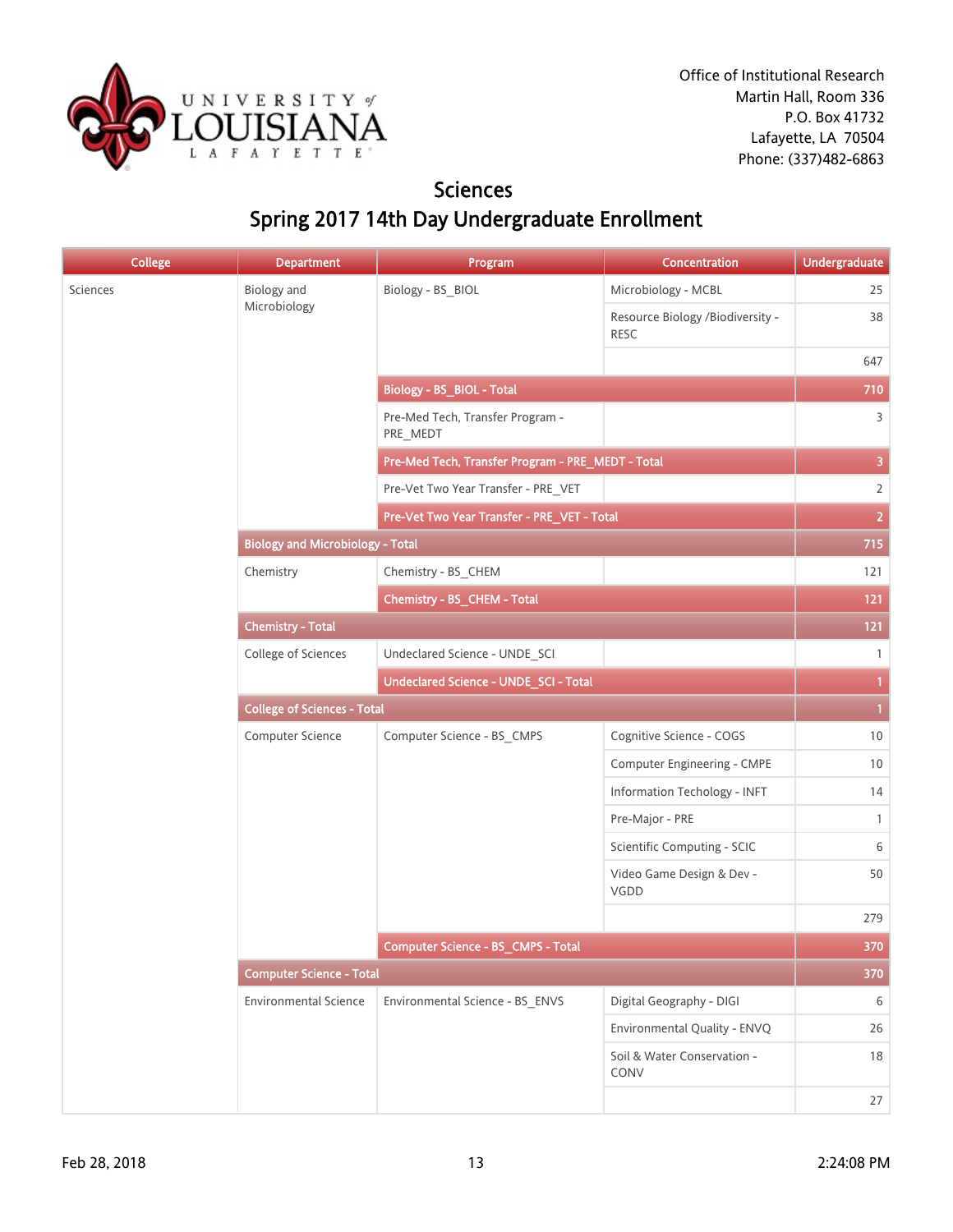Office of Institutional Research
Martin Hall, Room 336
P.O. Box 41732
Lafayette, LA 70504
Phone: (337)482-6863

# Sciences
## Spring 2017 14th Day Undergraduate Enrollment

| College | Department | Program | Concentration | Undergraduate |
|---|---|---|---|---|
| Sciences | Biology and Microbiology | Biology - BS_BIOL | Microbiology - MCBL | 25 |
| | | | Resource Biology /Biodiversity - RESC | 38 |
| | | | | 647 |
| | | Biology - BS_BIOL - Total | | 710 |
| | | Pre-Med Tech, Transfer Program - PRE_MEDT | | 3 |
| | | Pre-Med Tech, Transfer Program - PRE_MEDT - Total | | 3 |
| | | Pre-Vet Two Year Transfer - PRE_VET | | 2 |
| | | Pre-Vet Two Year Transfer - PRE_VET - Total | | 2 |
| | Biology and Microbiology - Total | | | 715 |
| | Chemistry | Chemistry - BS_CHEM | | 121 |
| | | Chemistry - BS_CHEM - Total | | 121 |
| | Chemistry - Total | | | 121 |
| | College of Sciences | Undeclared Science - UNDE_SCI | | 1 |
| | | Undeclared Science - UNDE_SCI - Total | | 1 |
| | College of Sciences - Total | | | 1 |
| | Computer Science | Computer Science - BS_CMPS | Cognitive Science - COGS | 10 |
| | | | Computer Engineering - CMPE | 10 |
| | | | Information Techology - INFT | 14 |
| | | | Pre-Major - PRE | 1 |
| | | | Scientific Computing - SCIC | 6 |
| | | | Video Game Design & Dev - VGDD | 50 |
| | | | | 279 |
| | | Computer Science - BS_CMPS - Total | | 370 |
| | Computer Science - Total | | | 370 |
| | Environmental Science | Environmental Science - BS_ENVS | Digital Geography - DIGI | 6 |
| | | | Environmental Quality - ENVQ | 26 |
| | | | Soil & Water Conservation - CONV | 18 |
| | | | | 27 |

Feb 28, 2018 2:24:08 PM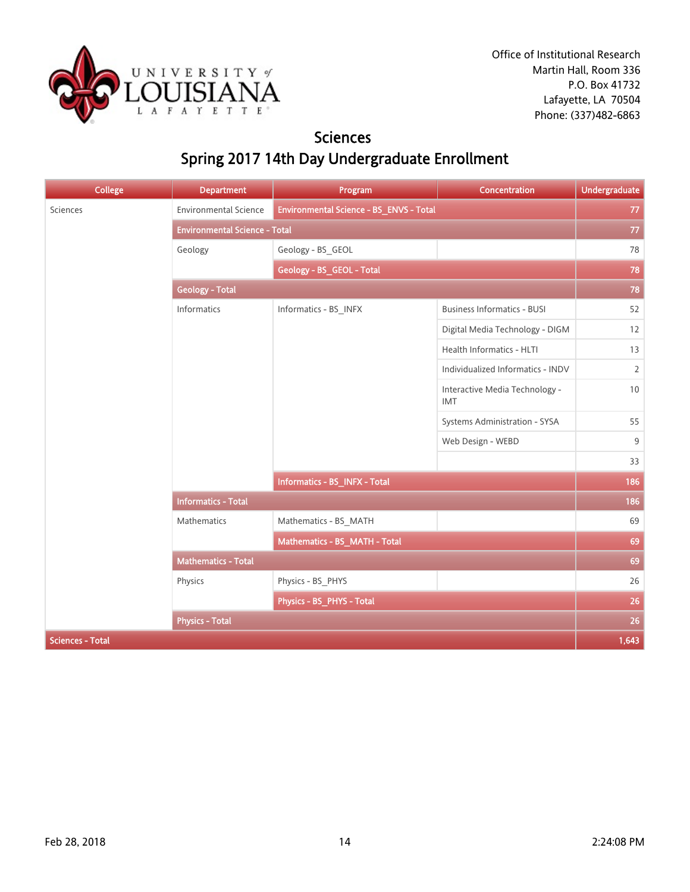Office of Institutional Research
Martin Hall, Room 336
P.O. Box 41732
Lafayette, LA 70504
Phone: (337)482-6863

# Sciences
## Spring 2017 14th Day Undergraduate Enrollment

| College | Department | Program | Concentration | Undergraduate |
|---|---|---|---|---|
| Sciences | Environmental Science | Environmental Science - BS_ENVS - Total | | 77 |
| | Environmental Science - Total | | | 77 |
| | Geology | Geology - BS_GEOL | | 78 |
| | | Geology - BS_GEOL - Total | | 78 |
| | Geology - Total | | | 78 |
| | Informatics | Informatics - BS_INFX | Business Informatics - BUSI | 52 |
| | | | Digital Media Technology - DIGM | 12 |
| | | | Health Informatics - HLTI | 13 |
| | | | Individualized Informatics - INDV | 2 |
| | | | Interactive Media Technology - IMT | 10 |
| | | | Systems Administration - SYSA | 55 |
| | | | Web Design - WEBD | 9 |
| | | | | 33 |
| | | Informatics - BS_INFX - Total | | 186 |
| | Informatics - Total | | | 186 |
| | Mathematics | Mathematics - BS_MATH | | 69 |
| | | Mathematics - BS_MATH - Total | | 69 |
| | Mathematics - Total | | | 69 |
| | Physics | Physics - BS_PHYS | | 26 |
| | | Physics - BS_PHYS - Total | | 26 |
| | Physics - Total | | | 26 |
| Sciences - Total | | | | 1,643 |

Feb 28, 2018 2:24:08 PM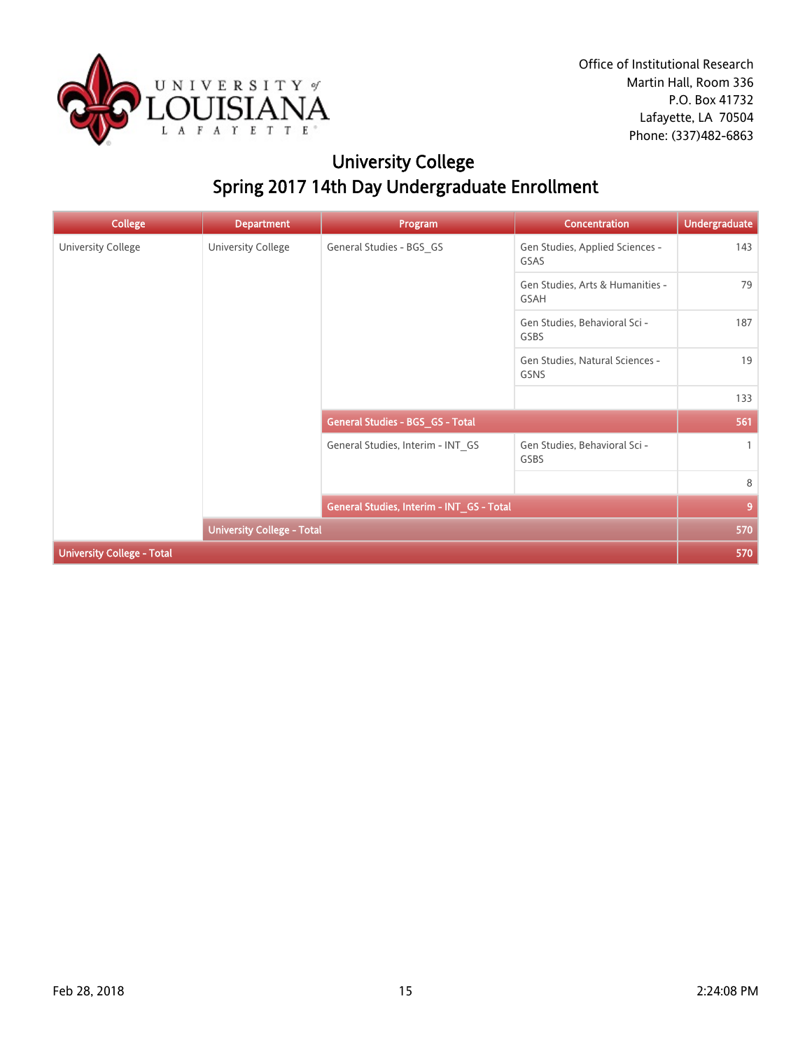Office of Institutional Research
Martin Hall, Room 336
P.O. Box 41732
Lafayette, LA 70504
Phone: (337)482-6863

# University College
## Spring 2017 14th Day Undergraduate Enrollment

| College | Department | Program | Concentration | Undergraduate |
|---|---|---|---|---|
| University College | University College | General Studies - BGS_GS | Gen Studies, Applied Sciences - GSAS | 143 |
| | | | Gen Studies, Arts & Humanities - GSAH | 79 |
| | | | Gen Studies, Behavioral Sci - GSBS | 187 |
| | | | Gen Studies, Natural Sciences - GSNS | 19 |
| | | | | 133 |
| | | **General Studies - BGS_GS - Total** | | **561** |
| | | General Studies, Interim - INT_GS | Gen Studies, Behavioral Sci - GSBS | 1 |
| | | | | 8 |
| | | **General Studies, Interim - INT_GS - Total** | | **9** |
| | **University College - Total** | | | **570** |
| **University College - Total** | | | | **570** |

Feb 28, 2018 2:24:08 PM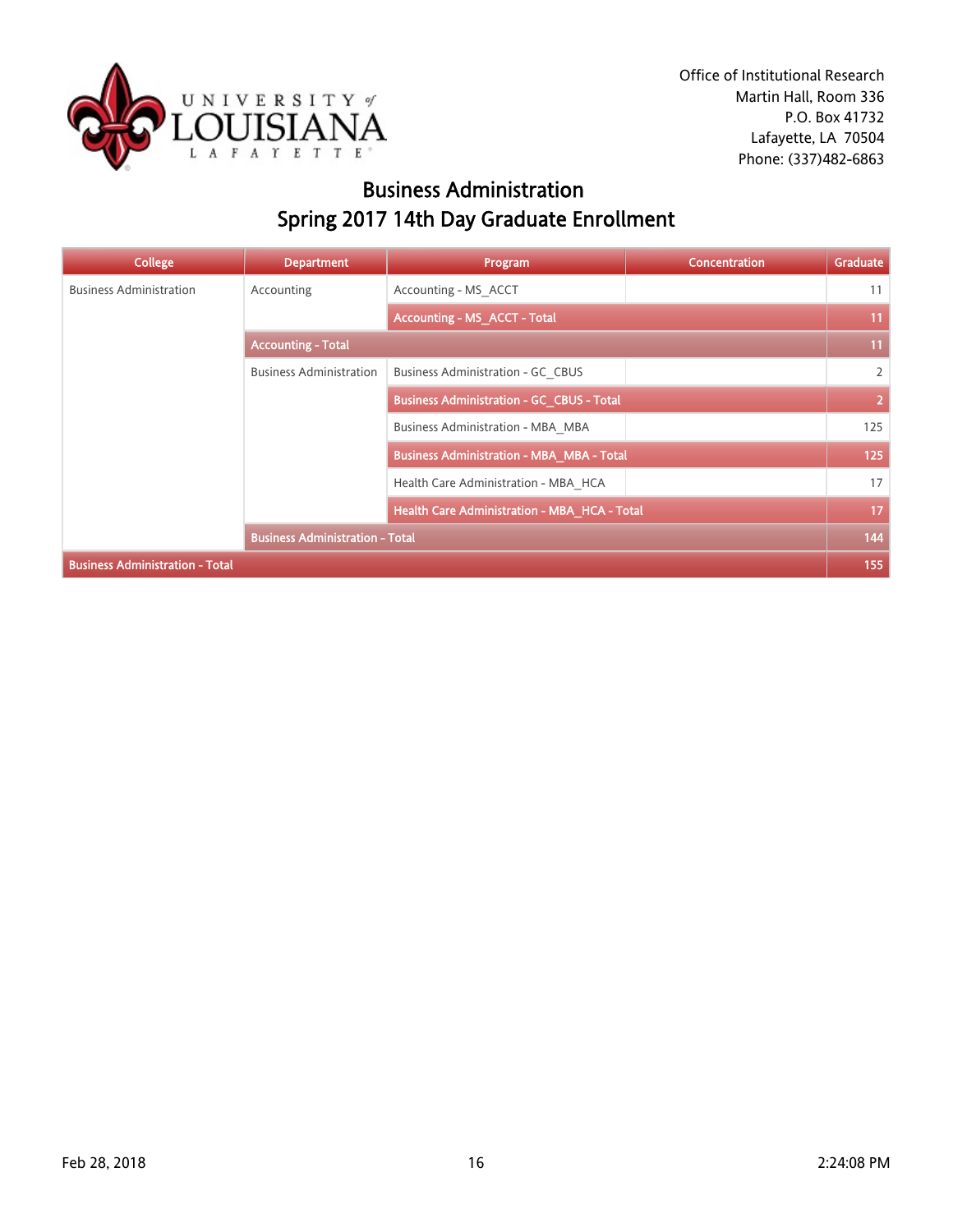Office of Institutional Research
Martin Hall, Room 336
P.O. Box 41732
Lafayette, LA 70504
Phone: (337)482-6863

# Business Administration
## Spring 2017 14th Day Graduate Enrollment

| College | Department | Program | Concentration | Graduate |
|---|---|---|---|---|
| Business Administration | Accounting | Accounting - MS_ACCT | | 11 |
| | | **Accounting - MS_ACCT - Total** | | **11** |
| | **Accounting - Total** | | | **11** |
| | Business Administration | Business Administration - GC_CBUS | | 2 |
| | | **Business Administration - GC_CBUS - Total** | | **2** |
| | | Business Administration - MBA_MBA | | 125 |
| | | **Business Administration - MBA_MBA - Total** | | **125** |
| | | Health Care Administration - MBA_HCA | | 17 |
| | | **Health Care Administration - MBA_HCA - Total** | | **17** |
| | **Business Administration - Total** | | | **144** |
| **Business Administration - Total** | | | | **155** |

Feb 28, 2018 2:24:08 PM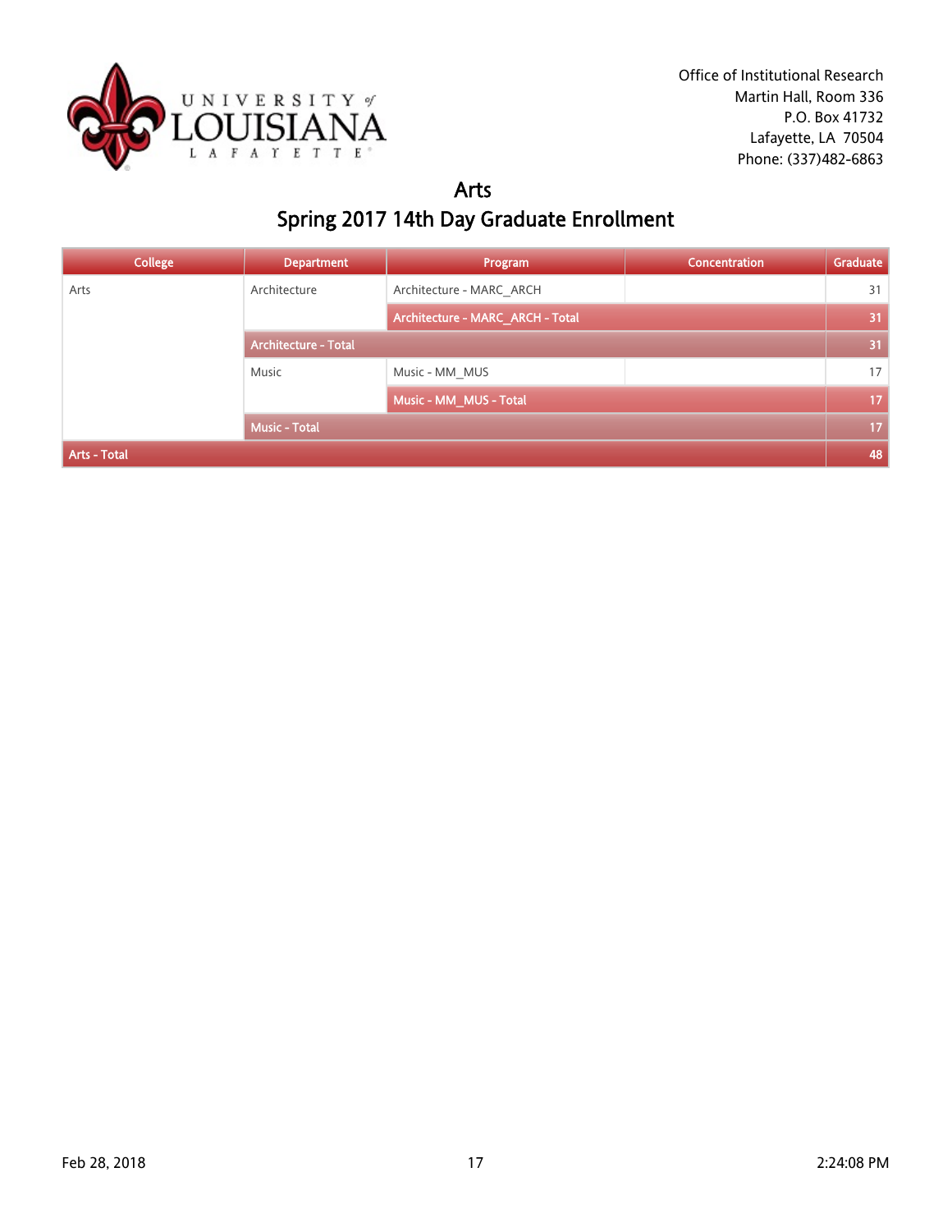Office of Institutional Research
Martin Hall, Room 336
P.O. Box 41732
Lafayette, LA 70504
Phone: (337)482-6863

# Arts
## Spring 2017 14th Day Graduate Enrollment

| College | Department | Program | Concentration | Graduate |
|---|---|---|---|---|
| Arts | Architecture | Architecture - MARC_ARCH | | 31 |
| | | **Architecture - MARC_ARCH - Total** | | **31** |
| | **Architecture - Total** | | | **31** |
| | Music | Music - MM_MUS | | 17 |
| | | **Music - MM_MUS - Total** | | **17** |
| | **Music - Total** | | | **17** |
| **Arts - Total** | | | | **48** |

Feb 28, 2018 — 2:24:08 PM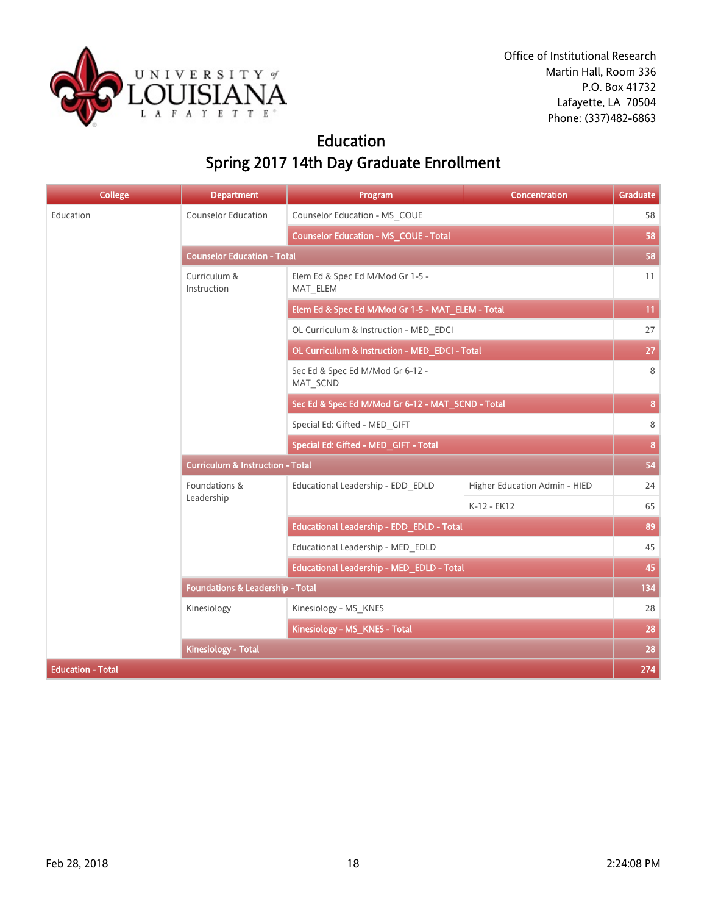Office of Institutional Research
Martin Hall, Room 336
P.O. Box 41732
Lafayette, LA 70504
Phone: (337)482-6863

# Education
## Spring 2017 14th Day Graduate Enrollment

| College | Department | Program | Concentration | Graduate |
|---|---|---|---|---|
| Education | Counselor Education | Counselor Education - MS_COUE | | 58 |
| | | **Counselor Education - MS_COUE - Total** | | **58** |
| | **Counselor Education - Total** | | | **58** |
| | Curriculum & Instruction | Elem Ed & Spec Ed M/Mod Gr 1-5 - MAT_ELEM | | 11 |
| | | **Elem Ed & Spec Ed M/Mod Gr 1-5 - MAT_ELEM - Total** | | **11** |
| | | OL Curriculum & Instruction - MED_EDCI | | 27 |
| | | **OL Curriculum & Instruction - MED_EDCI - Total** | | **27** |
| | | Sec Ed & Spec Ed M/Mod Gr 6-12 - MAT_SCND | | 8 |
| | | **Sec Ed & Spec Ed M/Mod Gr 6-12 - MAT_SCND - Total** | | **8** |
| | | Special Ed: Gifted - MED_GIFT | | 8 |
| | | **Special Ed: Gifted - MED_GIFT - Total** | | **8** |
| | **Curriculum & Instruction - Total** | | | **54** |
| | Foundations & Leadership | Educational Leadership - EDD_EDLD | Higher Education Admin - HIED | 24 |
| | | | K-12 - EK12 | 65 |
| | | **Educational Leadership - EDD_EDLD - Total** | | **89** |
| | | Educational Leadership - MED_EDLD | | 45 |
| | | **Educational Leadership - MED_EDLD - Total** | | **45** |
| | **Foundations & Leadership - Total** | | | **134** |
| | Kinesiology | Kinesiology - MS_KNES | | 28 |
| | | **Kinesiology - MS_KNES - Total** | | **28** |
| | **Kinesiology - Total** | | | **28** |
| **Education - Total** | | | | **274** |

Feb 28, 2018 2:24:08 PM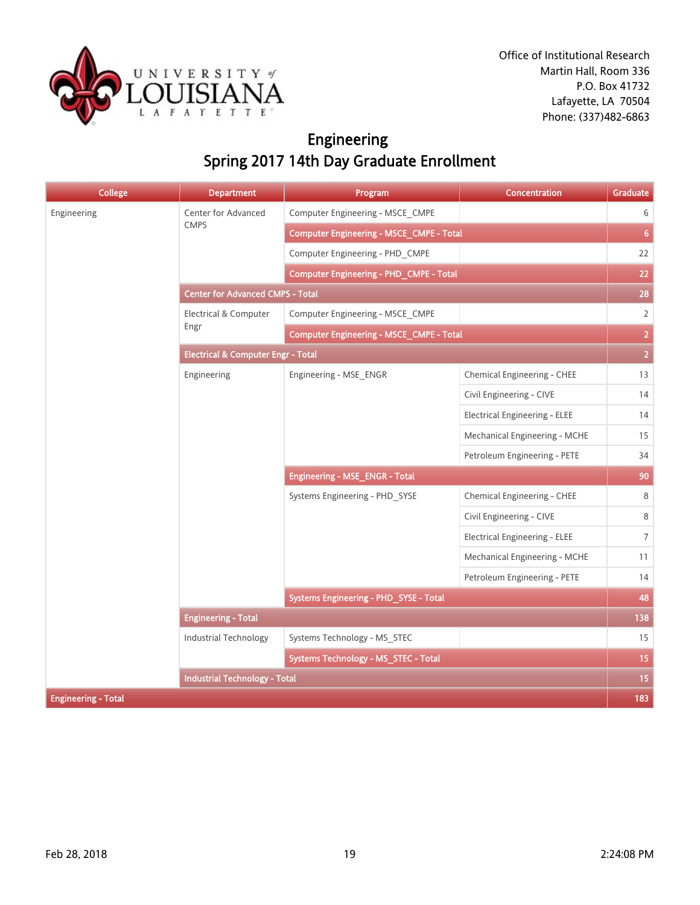Office of Institutional Research
Martin Hall, Room 336
P.O. Box 41732
Lafayette, LA 70504
Phone: (337)482-6863

# Engineering
## Spring 2017 14th Day Graduate Enrollment

| College | Department | Program | Concentration | Graduate |
|---|---|---|---|---|
| Engineering | Center for Advanced CMPS | Computer Engineering - MSCE_CMPE | | 6 |
| | | **Computer Engineering - MSCE_CMPE - Total** | | **6** |
| | | Computer Engineering - PHD_CMPE | | 22 |
| | | **Computer Engineering - PHD_CMPE - Total** | | **22** |
| | **Center for Advanced CMPS - Total** | | | **28** |
| | Electrical & Computer Engr | Computer Engineering - MSCE_CMPE | | 2 |
| | | **Computer Engineering - MSCE_CMPE - Total** | | **2** |
| | **Electrical & Computer Engr - Total** | | | **2** |
| | Engineering | Engineering - MSE_ENGR | Chemical Engineering - CHEE | 13 |
| | | | Civil Engineering - CIVE | 14 |
| | | | Electrical Engineering - ELEE | 14 |
| | | | Mechanical Engineering - MCHE | 15 |
| | | | Petroleum Engineering - PETE | 34 |
| | | **Engineering - MSE_ENGR - Total** | | **90** |
| | | Systems Engineering - PHD_SYSE | Chemical Engineering - CHEE | 8 |
| | | | Civil Engineering - CIVE | 8 |
| | | | Electrical Engineering - ELEE | 7 |
| | | | Mechanical Engineering - MCHE | 11 |
| | | | Petroleum Engineering - PETE | 14 |
| | | **Systems Engineering - PHD_SYSE - Total** | | **48** |
| | **Engineering - Total** | | | **138** |
| | Industrial Technology | Systems Technology - MS_STEC | | 15 |
| | | **Systems Technology - MS_STEC - Total** | | **15** |
| | **Industrial Technology - Total** | | | **15** |
| **Engineering - Total** | | | | **183** |

Feb 28, 2018 2:24:08 PM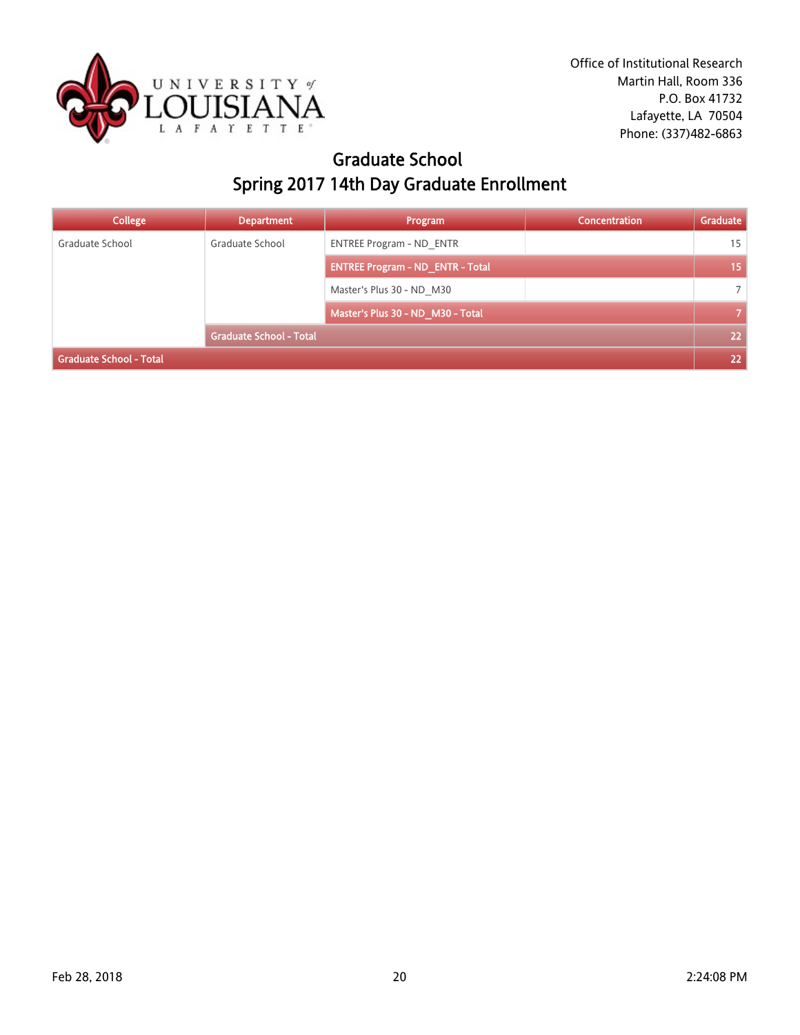Office of Institutional Research
Martin Hall, Room 336
P.O. Box 41732
Lafayette, LA 70504
Phone: (337)482-6863

# Graduate School
## Spring 2017 14th Day Graduate Enrollment

| College | Department | Program | Concentration | Graduate |
|---|---|---|---|---|
| Graduate School | Graduate School | ENTREE Program - ND_ENTR | | 15 |
| | | **ENTREE Program - ND_ENTR - Total** | | **15** |
| | | Master's Plus 30 - ND_M30 | | 7 |
| | | **Master's Plus 30 - ND_M30 - Total** | | **7** |
| | **Graduate School - Total** | | | **22** |
| **Graduate School - Total** | | | | **22** |

Feb 28, 2018 2:24:08 PM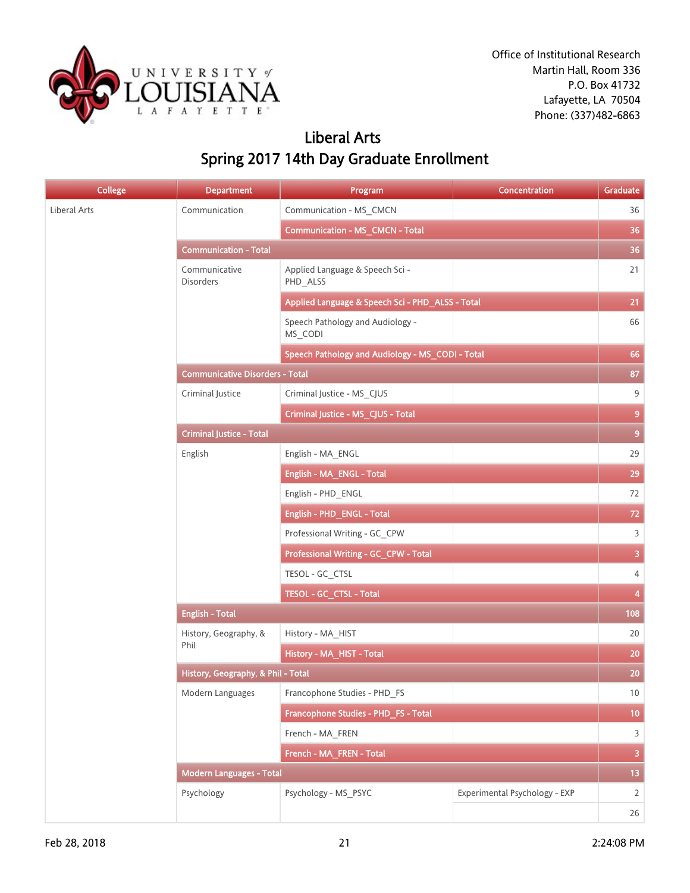Office of Institutional Research
Martin Hall, Room 336
P.O. Box 41732
Lafayette, LA 70504
Phone: (337)482-6863

# Liberal Arts
## Spring 2017 14th Day Graduate Enrollment

| College | Department | Program | Concentration | Graduate |
|---|---|---|---|---|
| Liberal Arts | Communication | Communication - MS_CMCN | | 36 |
| | | Communication - MS_CMCN - Total | | 36 |
| | Communication - Total | | | 36 |
| | Communicative Disorders | Applied Language & Speech Sci - PHD_ALSS | | 21 |
| | | Applied Language & Speech Sci - PHD_ALSS - Total | | 21 |
| | | Speech Pathology and Audiology - MS_CODI | | 66 |
| | | Speech Pathology and Audiology - MS_CODI - Total | | 66 |
| | Communicative Disorders - Total | | | 87 |
| | Criminal Justice | Criminal Justice - MS_CJUS | | 9 |
| | | Criminal Justice - MS_CJUS - Total | | 9 |
| | Criminal Justice - Total | | | 9 |
| | English | English - MA_ENGL | | 29 |
| | | English - MA_ENGL - Total | | 29 |
| | | English - PHD_ENGL | | 72 |
| | | English - PHD_ENGL - Total | | 72 |
| | | Professional Writing - GC_CPW | | 3 |
| | | Professional Writing - GC_CPW - Total | | 3 |
| | | TESOL - GC_CTSL | | 4 |
| | | TESOL - GC_CTSL - Total | | 4 |
| | English - Total | | | 108 |
| | History, Geography, & Phil | History - MA_HIST | | 20 |
| | | History - MA_HIST - Total | | 20 |
| | History, Geography, & Phil - Total | | | 20 |
| | Modern Languages | Francophone Studies - PHD_FS | | 10 |
| | | Francophone Studies - PHD_FS - Total | | 10 |
| | | French - MA_FREN | | 3 |
| | | French - MA_FREN - Total | | 3 |
| | Modern Languages - Total | | | 13 |
| | Psychology | Psychology - MS_PSYC | Experimental Psychology - EXP | 2 |
| | | | | 26 |

Feb 28, 2018 | 2:24:08 PM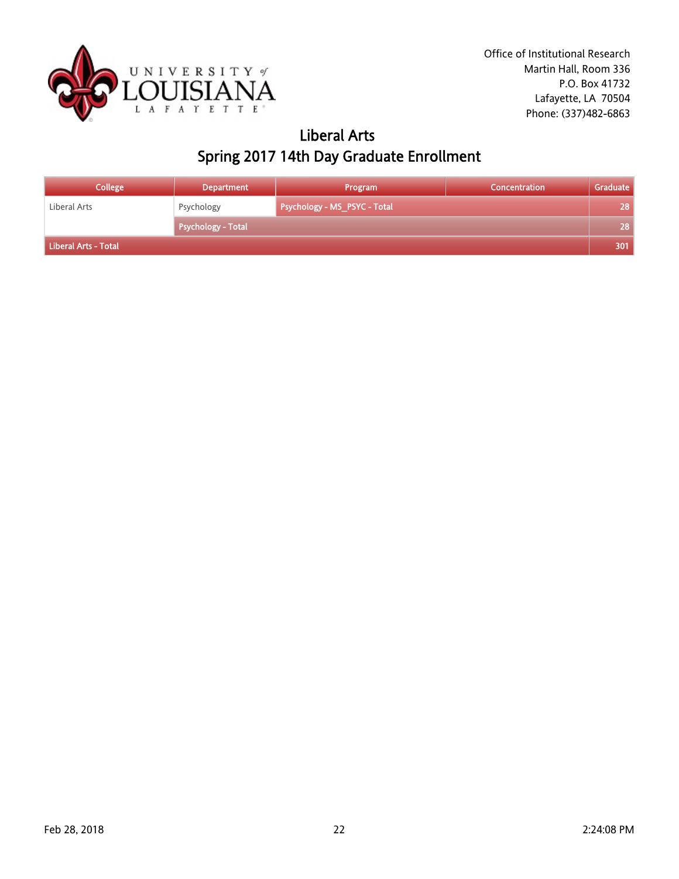Office of Institutional Research
Martin Hall, Room 336
P.O. Box 41732
Lafayette, LA 70504
Phone: (337)482-6863

# Liberal Arts
## Spring 2017 14th Day Graduate Enrollment

| College | Department | Program | Concentration | Graduate |
|---|---|---|---|---|
| Liberal Arts | Psychology | Psychology - MS_PSYC - Total | | 28 |
| | Psychology - Total | | | 28 |
| Liberal Arts - Total | | | | 301 |

Feb 28, 2018 2:24:08 PM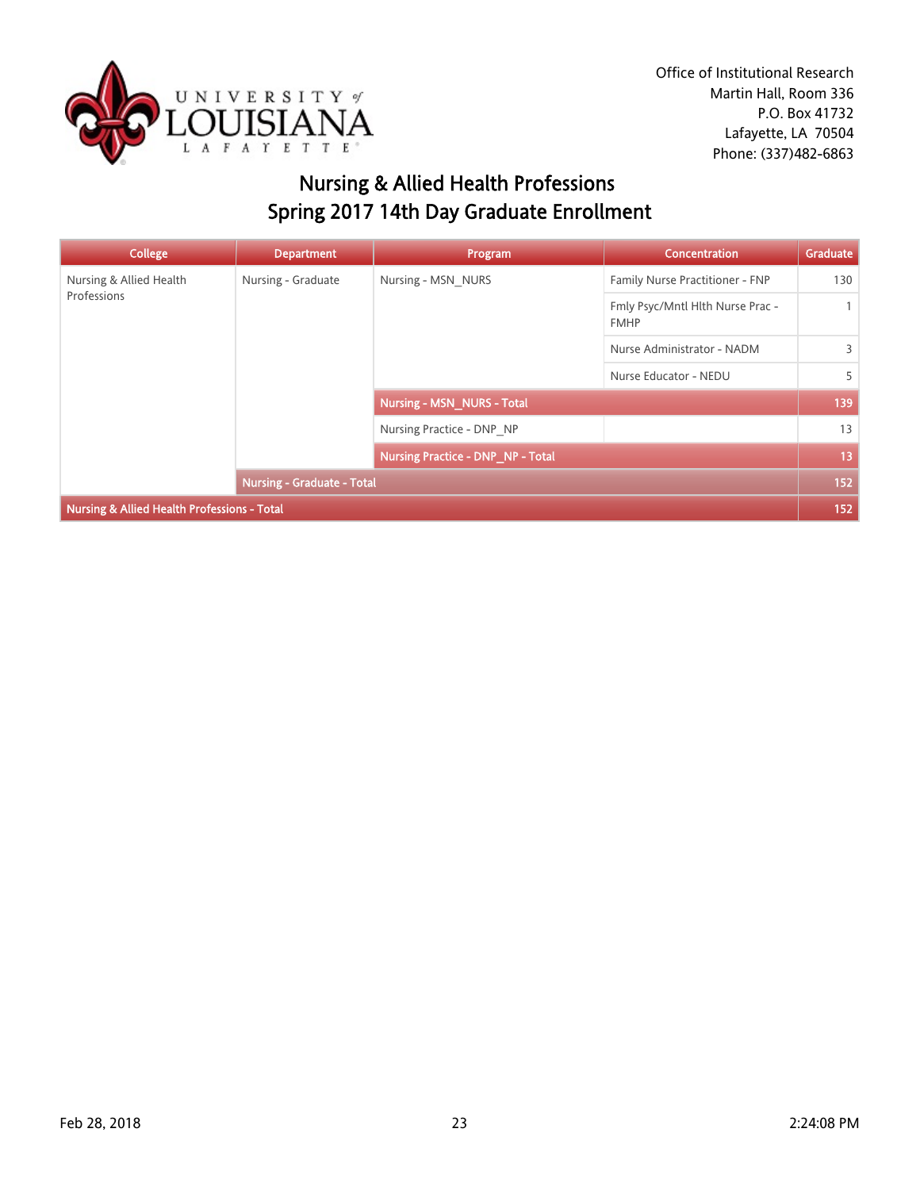Office of Institutional Research
Martin Hall, Room 336
P.O. Box 41732
Lafayette, LA 70504
Phone: (337)482-6863

# Nursing & Allied Health Professions
## Spring 2017 14th Day Graduate Enrollment

| College | Department | Program | Concentration | Graduate |
|---|---|---|---|---|
| Nursing & Allied Health Professions | Nursing - Graduate | Nursing - MSN_NURS | Family Nurse Practitioner - FNP | 130 |
| | | | Fmly Psyc/Mntl Hlth Nurse Prac - FMHP | 1 |
| | | | Nurse Administrator - NADM | 3 |
| | | | Nurse Educator - NEDU | 5 |
| | | **Nursing - MSN_NURS - Total** | | **139** |
| | | Nursing Practice - DNP_NP | | 13 |
| | | **Nursing Practice - DNP_NP - Total** | | **13** |
| | **Nursing - Graduate - Total** | | | **152** |
| **Nursing & Allied Health Professions - Total** | | | | **152** |

Feb 28, 2018 2:24:08 PM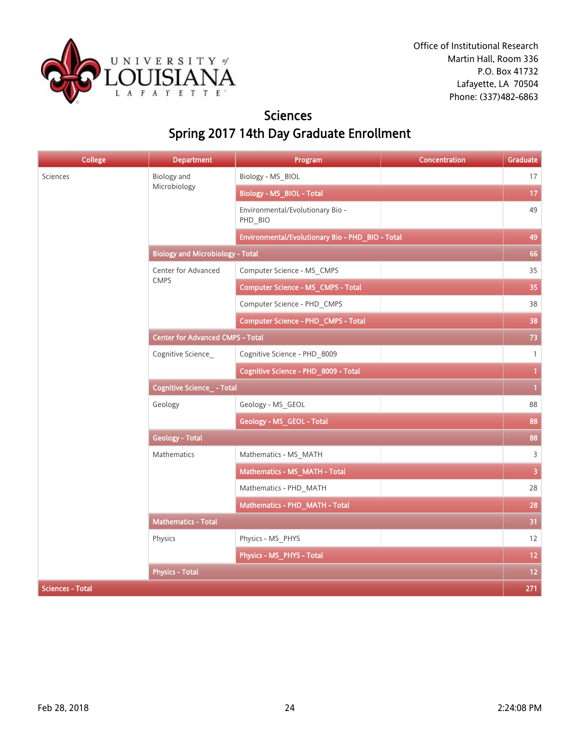Office of Institutional Research
Martin Hall, Room 336
P.O. Box 41732
Lafayette, LA 70504
Phone: (337)482-6863

# Sciences

## Spring 2017 14th Day Graduate Enrollment

| College | Department | Program | Concentration | Graduate |
|---|---|---|---|---|
| Sciences | Biology and Microbiology | Biology - MS_BIOL | | 17 |
| | | **Biology - MS_BIOL - Total** | | **17** |
| | | Environmental/Evolutionary Bio - PHD_BIO | | 49 |
| | | **Environmental/Evolutionary Bio - PHD_BIO - Total** | | **49** |
| | **Biology and Microbiology - Total** | | | **66** |
| | Center for Advanced CMPS | Computer Science - MS_CMPS | | 35 |
| | | **Computer Science - MS_CMPS - Total** | | **35** |
| | | Computer Science - PHD_CMPS | | 38 |
| | | **Computer Science - PHD_CMPS - Total** | | **38** |
| | **Center for Advanced CMPS - Total** | | | **73** |
| | Cognitive Science_ | Cognitive Science - PHD_8009 | | 1 |
| | | **Cognitive Science - PHD_8009 - Total** | | **1** |
| | **Cognitive Science_ - Total** | | | **1** |
| | Geology | Geology - MS_GEOL | | 88 |
| | | **Geology - MS_GEOL - Total** | | **88** |
| | **Geology - Total** | | | **88** |
| | Mathematics | Mathematics - MS_MATH | | 3 |
| | | **Mathematics - MS_MATH - Total** | | **3** |
| | | Mathematics - PHD_MATH | | 28 |
| | | **Mathematics - PHD_MATH - Total** | | **28** |
| | **Mathematics - Total** | | | **31** |
| | Physics | Physics - MS_PHYS | | 12 |
| | | **Physics - MS_PHYS - Total** | | **12** |
| | **Physics - Total** | | | **12** |
| **Sciences - Total** | | | | **271** |

Feb 28, 2018 2:24:08 PM